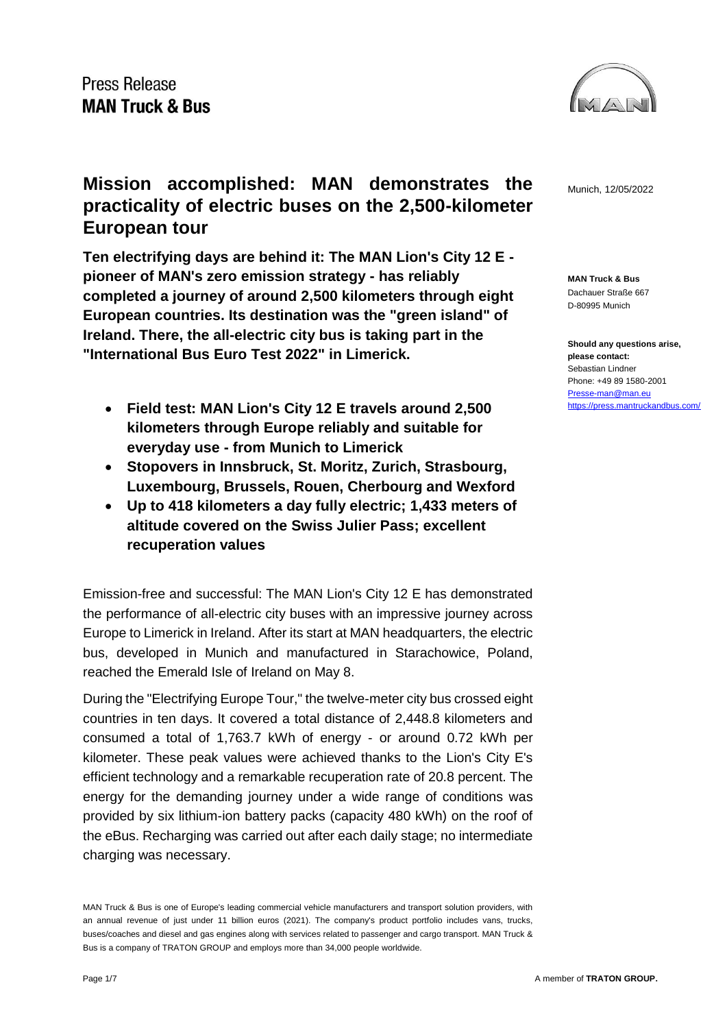Press Release
**MAN Truck & Bus**

# Mission accomplished: MAN demonstrates the practicality of electric buses on the 2,500-kilometer European tour

Munich, 12/05/2022

**MAN Truck & Bus**
Dachauer Straße 667
D-80995 Munich

**Should any questions arise, please contact:**
Sebastian Lindner
Phone: +49 89 1580-2001
Presse-man@man.eu
https://press.mantruckandbus.com/

**Ten electrifying days are behind it: The MAN Lion's City 12 E - pioneer of MAN's zero emission strategy - has reliably completed a journey of around 2,500 kilometers through eight European countries. Its destination was the "green island" of Ireland. There, the all-electric city bus is taking part in the "International Bus Euro Test 2022" in Limerick.**

- **Field test: MAN Lion's City 12 E travels around 2,500 kilometers through Europe reliably and suitable for everyday use - from Munich to Limerick**
- **Stopovers in Innsbruck, St. Moritz, Zurich, Strasbourg, Luxembourg, Brussels, Rouen, Cherbourg and Wexford**
- **Up to 418 kilometers a day fully electric; 1,433 meters of altitude covered on the Swiss Julier Pass; excellent recuperation values**

Emission-free and successful: The MAN Lion's City 12 E has demonstrated the performance of all-electric city buses with an impressive journey across Europe to Limerick in Ireland. After its start at MAN headquarters, the electric bus, developed in Munich and manufactured in Starachowice, Poland, reached the Emerald Isle of Ireland on May 8.

During the "Electrifying Europe Tour," the twelve-meter city bus crossed eight countries in ten days. It covered a total distance of 2,448.8 kilometers and consumed a total of 1,763.7 kWh of energy - or around 0.72 kWh per kilometer. These peak values were achieved thanks to the Lion's City E's efficient technology and a remarkable recuperation rate of 20.8 percent. The energy for the demanding journey under a wide range of conditions was provided by six lithium-ion battery packs (capacity 480 kWh) on the roof of the eBus. Recharging was carried out after each daily stage; no intermediate charging was necessary.

MAN Truck & Bus is one of Europe's leading commercial vehicle manufacturers and transport solution providers, with an annual revenue of just under 11 billion euros (2021). The company's product portfolio includes vans, trucks, buses/coaches and diesel and gas engines along with services related to passenger and cargo transport. MAN Truck & Bus is a company of TRATON GROUP and employs more than 34,000 people worldwide.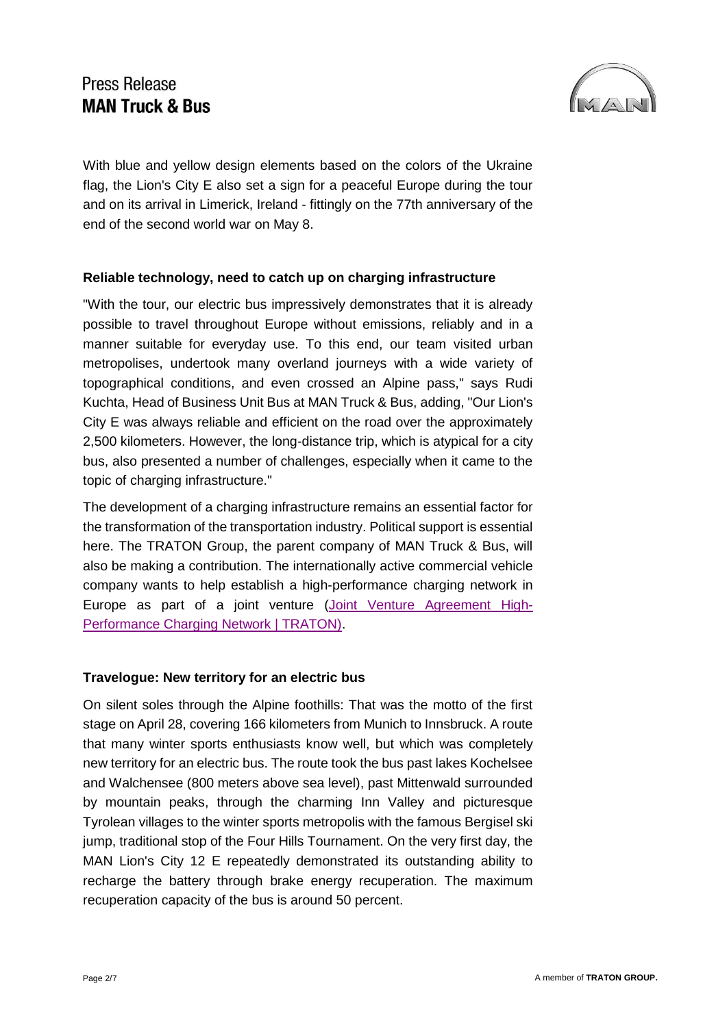With blue and yellow design elements based on the colors of the Ukraine flag, the Lion's City E also set a sign for a peaceful Europe during the tour and on its arrival in Limerick, Ireland - fittingly on the 77th anniversary of the end of the second world war on May 8.

**Reliable technology, need to catch up on charging infrastructure**

"With the tour, our electric bus impressively demonstrates that it is already possible to travel throughout Europe without emissions, reliably and in a manner suitable for everyday use. To this end, our team visited urban metropolises, undertook many overland journeys with a wide variety of topographical conditions, and even crossed an Alpine pass," says Rudi Kuchta, Head of Business Unit Bus at MAN Truck & Bus, adding, "Our Lion's City E was always reliable and efficient on the road over the approximately 2,500 kilometers. However, the long-distance trip, which is atypical for a city bus, also presented a number of challenges, especially when it came to the topic of charging infrastructure."

The development of a charging infrastructure remains an essential factor for the transformation of the transportation industry. Political support is essential here. The TRATON Group, the parent company of MAN Truck & Bus, will also be making a contribution. The internationally active commercial vehicle company wants to help establish a high-performance charging network in Europe as part of a joint venture (Joint Venture Agreement High-Performance Charging Network | TRATON).

**Travelogue: New territory for an electric bus**

On silent soles through the Alpine foothills: That was the motto of the first stage on April 28, covering 166 kilometers from Munich to Innsbruck. A route that many winter sports enthusiasts know well, but which was completely new territory for an electric bus. The route took the bus past lakes Kochelsee and Walchensee (800 meters above sea level), past Mittenwald surrounded by mountain peaks, through the charming Inn Valley and picturesque Tyrolean villages to the winter sports metropolis with the famous Bergisel ski jump, traditional stop of the Four Hills Tournament. On the very first day, the MAN Lion's City 12 E repeatedly demonstrated its outstanding ability to recharge the battery through brake energy recuperation. The maximum recuperation capacity of the bus is around 50 percent.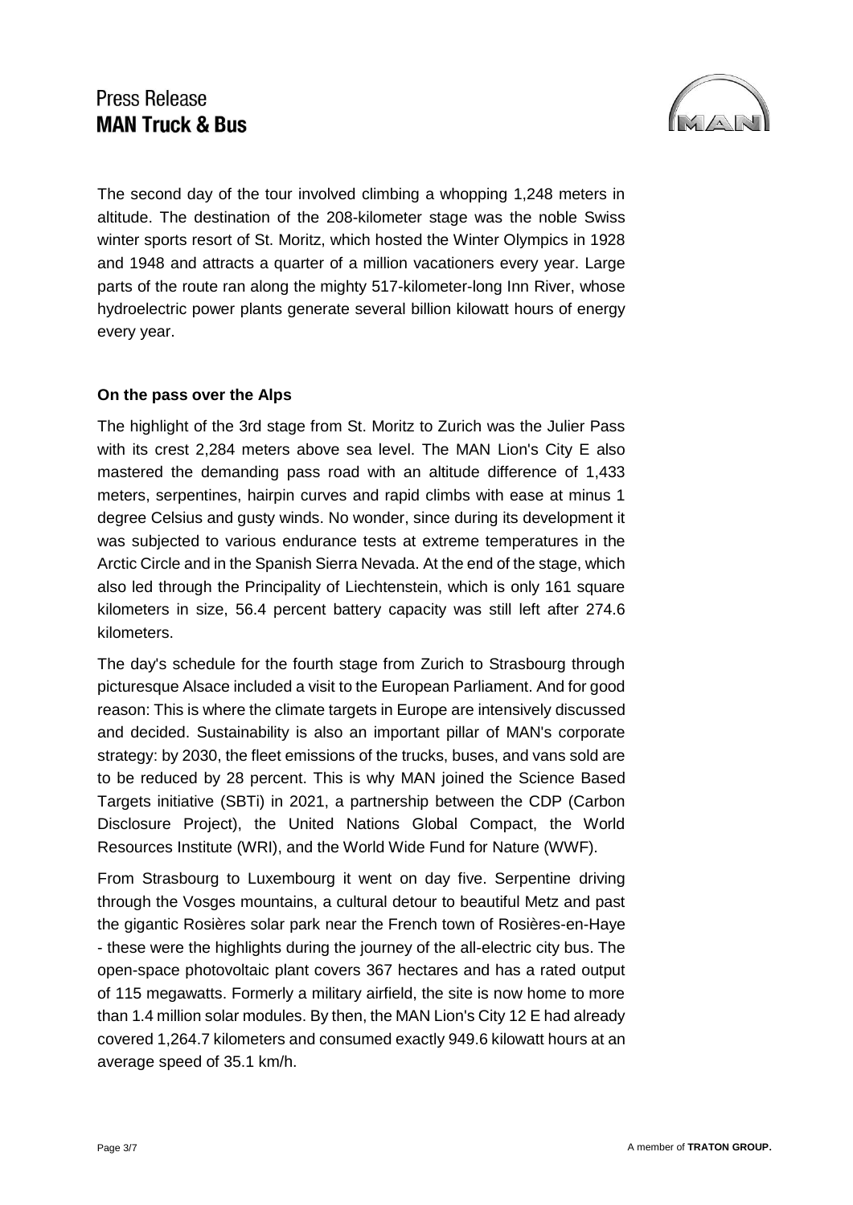The second day of the tour involved climbing a whopping 1,248 meters in altitude. The destination of the 208-kilometer stage was the noble Swiss winter sports resort of St. Moritz, which hosted the Winter Olympics in 1928 and 1948 and attracts a quarter of a million vacationers every year. Large parts of the route ran along the mighty 517-kilometer-long Inn River, whose hydroelectric power plants generate several billion kilowatt hours of energy every year.

**On the pass over the Alps**

The highlight of the 3rd stage from St. Moritz to Zurich was the Julier Pass with its crest 2,284 meters above sea level. The MAN Lion's City E also mastered the demanding pass road with an altitude difference of 1,433 meters, serpentines, hairpin curves and rapid climbs with ease at minus 1 degree Celsius and gusty winds. No wonder, since during its development it was subjected to various endurance tests at extreme temperatures in the Arctic Circle and in the Spanish Sierra Nevada. At the end of the stage, which also led through the Principality of Liechtenstein, which is only 161 square kilometers in size, 56.4 percent battery capacity was still left after 274.6 kilometers.

The day's schedule for the fourth stage from Zurich to Strasbourg through picturesque Alsace included a visit to the European Parliament. And for good reason: This is where the climate targets in Europe are intensively discussed and decided. Sustainability is also an important pillar of MAN's corporate strategy: by 2030, the fleet emissions of the trucks, buses, and vans sold are to be reduced by 28 percent. This is why MAN joined the Science Based Targets initiative (SBTi) in 2021, a partnership between the CDP (Carbon Disclosure Project), the United Nations Global Compact, the World Resources Institute (WRI), and the World Wide Fund for Nature (WWF).

From Strasbourg to Luxembourg it went on day five. Serpentine driving through the Vosges mountains, a cultural detour to beautiful Metz and past the gigantic Rosières solar park near the French town of Rosières-en-Haye - these were the highlights during the journey of the all-electric city bus. The open-space photovoltaic plant covers 367 hectares and has a rated output of 115 megawatts. Formerly a military airfield, the site is now home to more than 1.4 million solar modules. By then, the MAN Lion's City 12 E had already covered 1,264.7 kilometers and consumed exactly 949.6 kilowatt hours at an average speed of 35.1 km/h.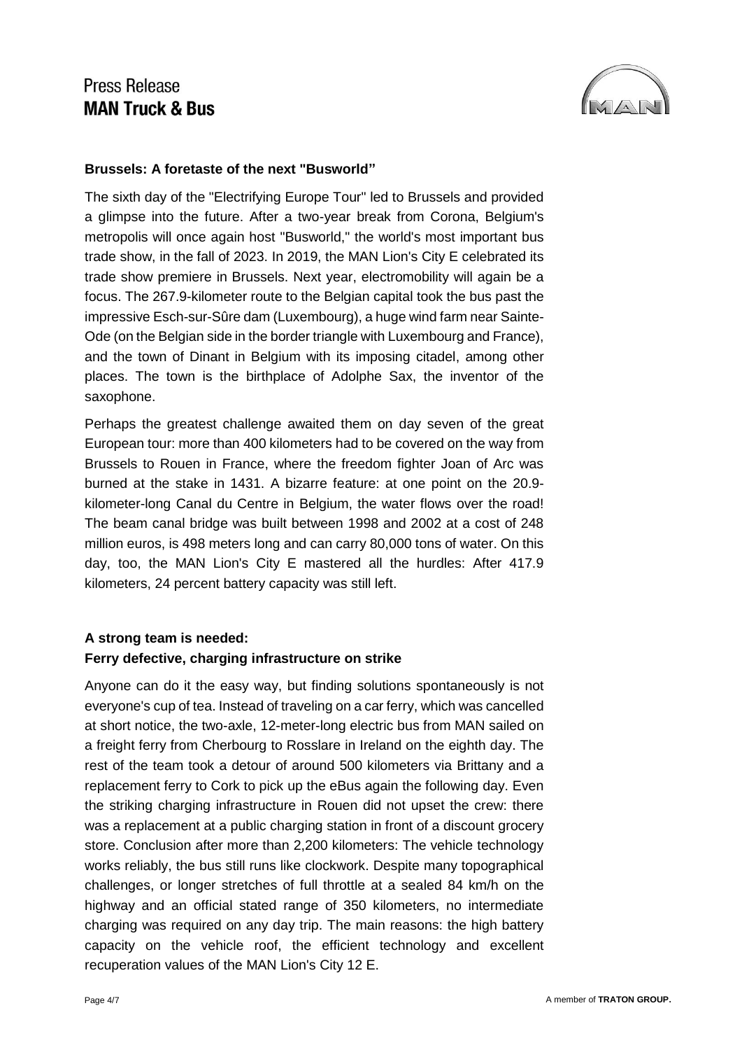**Brussels: A foretaste of the next "Busworld"**

The sixth day of the "Electrifying Europe Tour" led to Brussels and provided a glimpse into the future. After a two-year break from Corona, Belgium's metropolis will once again host "Busworld," the world's most important bus trade show, in the fall of 2023. In 2019, the MAN Lion's City E celebrated its trade show premiere in Brussels. Next year, electromobility will again be a focus. The 267.9-kilometer route to the Belgian capital took the bus past the impressive Esch-sur-Sûre dam (Luxembourg), a huge wind farm near Sainte-Ode (on the Belgian side in the border triangle with Luxembourg and France), and the town of Dinant in Belgium with its imposing citadel, among other places. The town is the birthplace of Adolphe Sax, the inventor of the saxophone.

Perhaps the greatest challenge awaited them on day seven of the great European tour: more than 400 kilometers had to be covered on the way from Brussels to Rouen in France, where the freedom fighter Joan of Arc was burned at the stake in 1431. A bizarre feature: at one point on the 20.9-kilometer-long Canal du Centre in Belgium, the water flows over the road! The beam canal bridge was built between 1998 and 2002 at a cost of 248 million euros, is 498 meters long and can carry 80,000 tons of water. On this day, too, the MAN Lion's City E mastered all the hurdles: After 417.9 kilometers, 24 percent battery capacity was still left.

**A strong team is needed:**
**Ferry defective, charging infrastructure on strike**

Anyone can do it the easy way, but finding solutions spontaneously is not everyone's cup of tea. Instead of traveling on a car ferry, which was cancelled at short notice, the two-axle, 12-meter-long electric bus from MAN sailed on a freight ferry from Cherbourg to Rosslare in Ireland on the eighth day. The rest of the team took a detour of around 500 kilometers via Brittany and a replacement ferry to Cork to pick up the eBus again the following day. Even the striking charging infrastructure in Rouen did not upset the crew: there was a replacement at a public charging station in front of a discount grocery store. Conclusion after more than 2,200 kilometers: The vehicle technology works reliably, the bus still runs like clockwork. Despite many topographical challenges, or longer stretches of full throttle at a sealed 84 km/h on the highway and an official stated range of 350 kilometers, no intermediate charging was required on any day trip. The main reasons: the high battery capacity on the vehicle roof, the efficient technology and excellent recuperation values of the MAN Lion's City 12 E.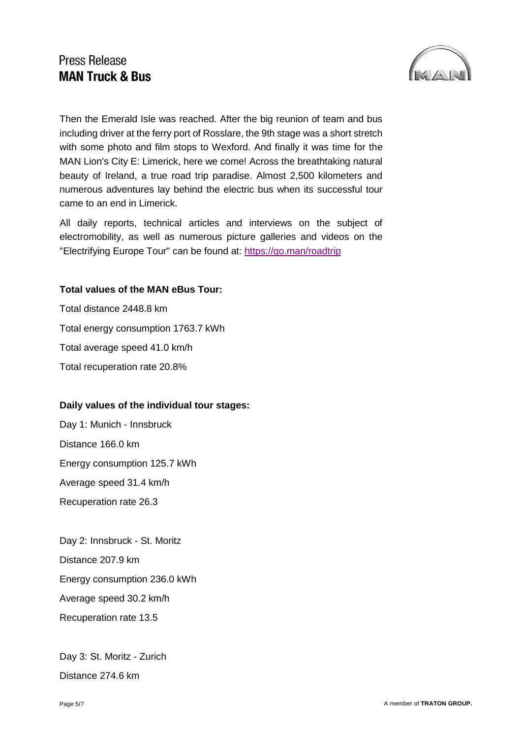Then the Emerald Isle was reached. After the big reunion of team and bus including driver at the ferry port of Rosslare, the 9th stage was a short stretch with some photo and film stops to Wexford. And finally it was time for the MAN Lion's City E: Limerick, here we come! Across the breathtaking natural beauty of Ireland, a true road trip paradise. Almost 2,500 kilometers and numerous adventures lay behind the electric bus when its successful tour came to an end in Limerick.

All daily reports, technical articles and interviews on the subject of electromobility, as well as numerous picture galleries and videos on the "Electrifying Europe Tour" can be found at: https://go.man/roadtrip

**Total values of the MAN eBus Tour:**

Total distance 2448.8 km

Total energy consumption 1763.7 kWh

Total average speed 41.0 km/h

Total recuperation rate 20.8%

**Daily values of the individual tour stages:**

Day 1: Munich - Innsbruck

Distance 166.0 km

Energy consumption 125.7 kWh

Average speed 31.4 km/h

Recuperation rate 26.3

Day 2: Innsbruck - St. Moritz

Distance 207.9 km

Energy consumption 236.0 kWh

Average speed 30.2 km/h

Recuperation rate 13.5

Day 3: St. Moritz - Zurich

Distance 274.6 km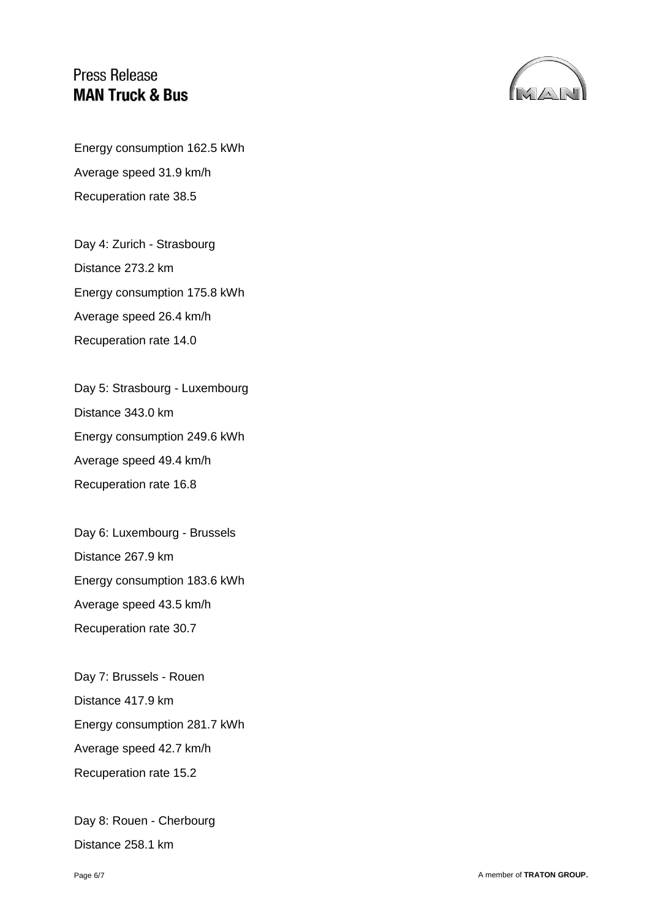Energy consumption 162.5 kWh

Average speed 31.9 km/h

Recuperation rate 38.5

Day 4: Zurich - Strasbourg

Distance 273.2 km

Energy consumption 175.8 kWh

Average speed 26.4 km/h

Recuperation rate 14.0

Day 5: Strasbourg - Luxembourg

Distance 343.0 km

Energy consumption 249.6 kWh

Average speed 49.4 km/h

Recuperation rate 16.8

Day 6: Luxembourg - Brussels

Distance 267.9 km

Energy consumption 183.6 kWh

Average speed 43.5 km/h

Recuperation rate 30.7

Day 7: Brussels - Rouen

Distance 417.9 km

Energy consumption 281.7 kWh

Average speed 42.7 km/h

Recuperation rate 15.2

Day 8: Rouen - Cherbourg

Distance 258.1 km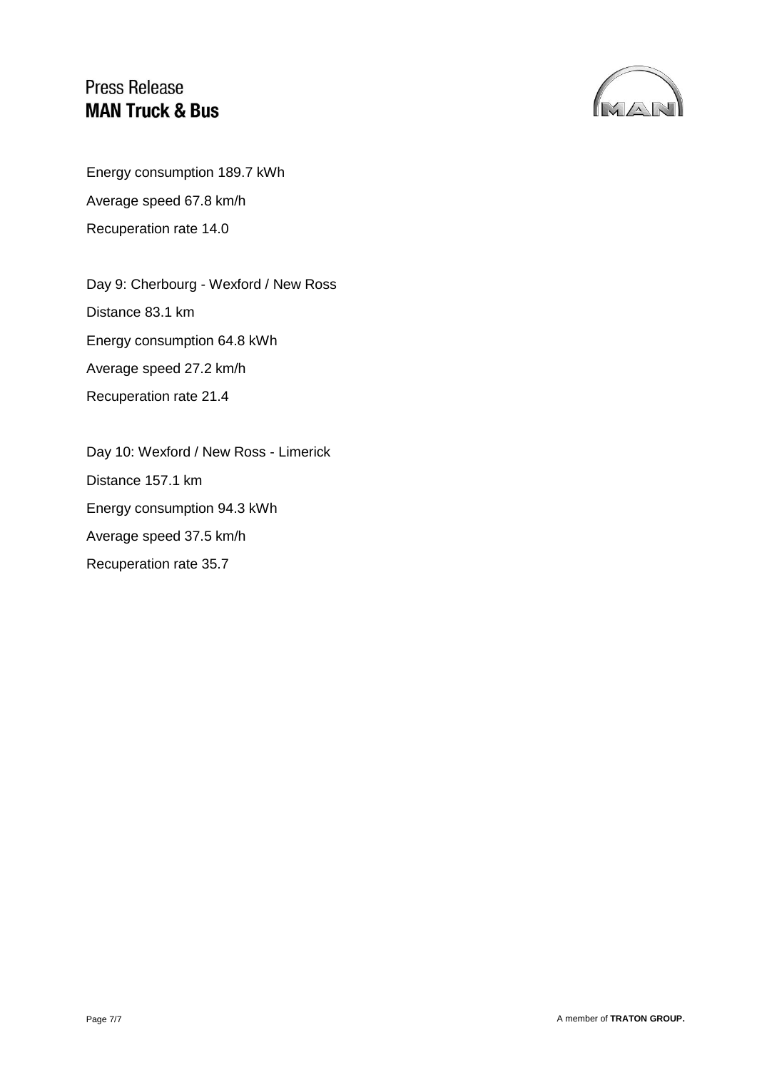Energy consumption 189.7 kWh

Average speed 67.8 km/h

Recuperation rate 14.0

Day 9: Cherbourg - Wexford / New Ross

Distance 83.1 km

Energy consumption 64.8 kWh

Average speed 27.2 km/h

Recuperation rate 21.4

Day 10: Wexford / New Ross - Limerick

Distance 157.1 km

Energy consumption 94.3 kWh

Average speed 37.5 km/h

Recuperation rate 35.7